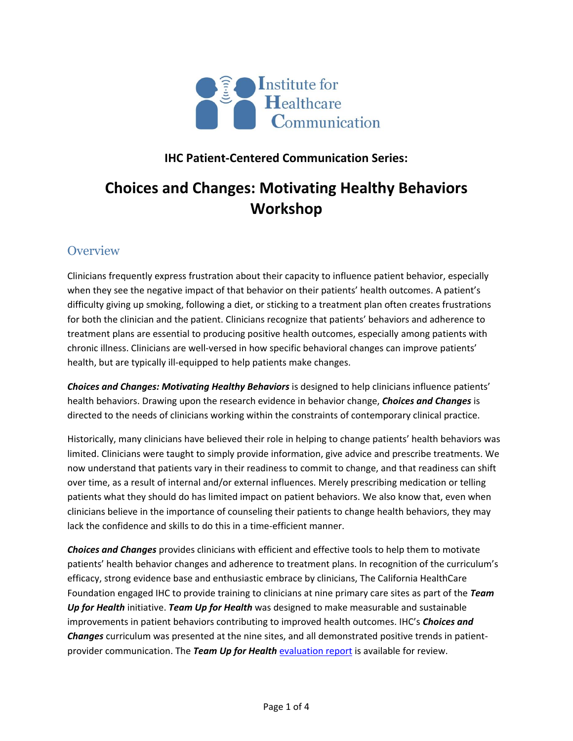Institute for Healthcare Communication

**IHC Patient-Centered Communication Series:**

# Choices and Changes: Motivating Healthy Behaviors Workshop

## Overview

Clinicians frequently express frustration about their capacity to influence patient behavior, especially when they see the negative impact of that behavior on their patients' health outcomes. A patient's difficulty giving up smoking, following a diet, or sticking to a treatment plan often creates frustrations for both the clinician and the patient. Clinicians recognize that patients' behaviors and adherence to treatment plans are essential to producing positive health outcomes, especially among patients with chronic illness. Clinicians are well-versed in how specific behavioral changes can improve patients' health, but are typically ill-equipped to help patients make changes.

***Choices and Changes: Motivating Healthy Behaviors*** is designed to help clinicians influence patients' health behaviors. Drawing upon the research evidence in behavior change, ***Choices and Changes*** is directed to the needs of clinicians working within the constraints of contemporary clinical practice.

Historically, many clinicians have believed their role in helping to change patients' health behaviors was limited. Clinicians were taught to simply provide information, give advice and prescribe treatments. We now understand that patients vary in their readiness to commit to change, and that readiness can shift over time, as a result of internal and/or external influences. Merely prescribing medication or telling patients what they should do has limited impact on patient behaviors. We also know that, even when clinicians believe in the importance of counseling their patients to change health behaviors, they may lack the confidence and skills to do this in a time-efficient manner.

***Choices and Changes*** provides clinicians with efficient and effective tools to help them to motivate patients' health behavior changes and adherence to treatment plans. In recognition of the curriculum's efficacy, strong evidence base and enthusiastic embrace by clinicians, The California HealthCare Foundation engaged IHC to provide training to clinicians at nine primary care sites as part of the ***Team Up for Health*** initiative. ***Team Up for Health*** was designed to make measurable and sustainable improvements in patient behaviors contributing to improved health outcomes. IHC's ***Choices and Changes*** curriculum was presented at the nine sites, and all demonstrated positive trends in patient-provider communication. The ***Team Up for Health*** evaluation report is available for review.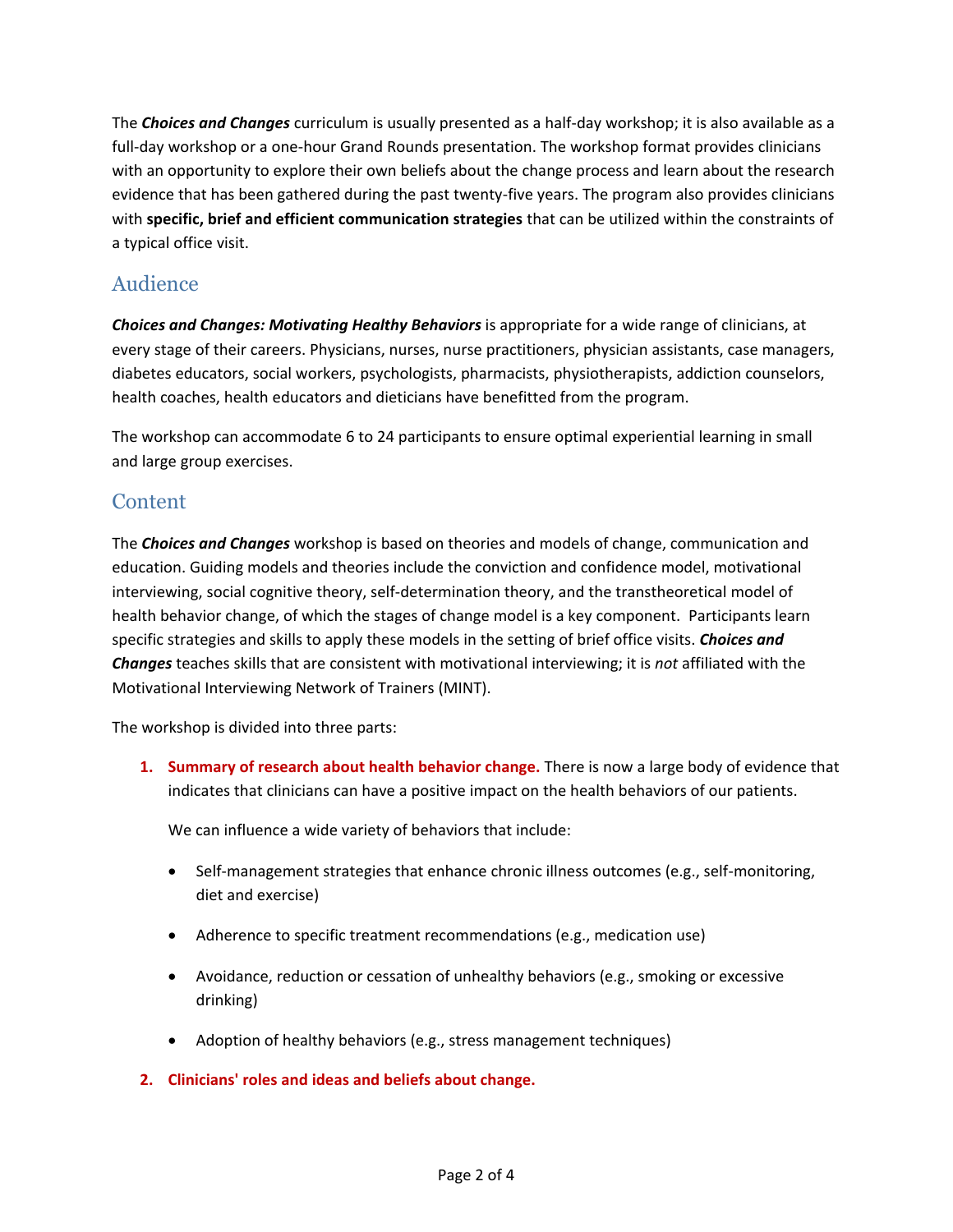The ***Choices and Changes*** curriculum is usually presented as a half-day workshop; it is also available as a full-day workshop or a one-hour Grand Rounds presentation. The workshop format provides clinicians with an opportunity to explore their own beliefs about the change process and learn about the research evidence that has been gathered during the past twenty-five years. The program also provides clinicians with **specific, brief and efficient communication strategies** that can be utilized within the constraints of a typical office visit.

## Audience

***Choices and Changes: Motivating Healthy Behaviors*** is appropriate for a wide range of clinicians, at every stage of their careers. Physicians, nurses, nurse practitioners, physician assistants, case managers, diabetes educators, social workers, psychologists, pharmacists, physiotherapists, addiction counselors, health coaches, health educators and dieticians have benefitted from the program.

The workshop can accommodate 6 to 24 participants to ensure optimal experiential learning in small and large group exercises.

## Content

The ***Choices and Changes*** workshop is based on theories and models of change, communication and education. Guiding models and theories include the conviction and confidence model, motivational interviewing, social cognitive theory, self-determination theory, and the transtheoretical model of health behavior change, of which the stages of change model is a key component. Participants learn specific strategies and skills to apply these models in the setting of brief office visits. ***Choices and Changes*** teaches skills that are consistent with motivational interviewing; it is *not* affiliated with the Motivational Interviewing Network of Trainers (MINT).

The workshop is divided into three parts:

1. **Summary of research about health behavior change.** There is now a large body of evidence that indicates that clinicians can have a positive impact on the health behaviors of our patients.

   We can influence a wide variety of behaviors that include:

   - Self-management strategies that enhance chronic illness outcomes (e.g., self-monitoring, diet and exercise)
   - Adherence to specific treatment recommendations (e.g., medication use)
   - Avoidance, reduction or cessation of unhealthy behaviors (e.g., smoking or excessive drinking)
   - Adoption of healthy behaviors (e.g., stress management techniques)

2. **Clinicians' roles and ideas and beliefs about change.**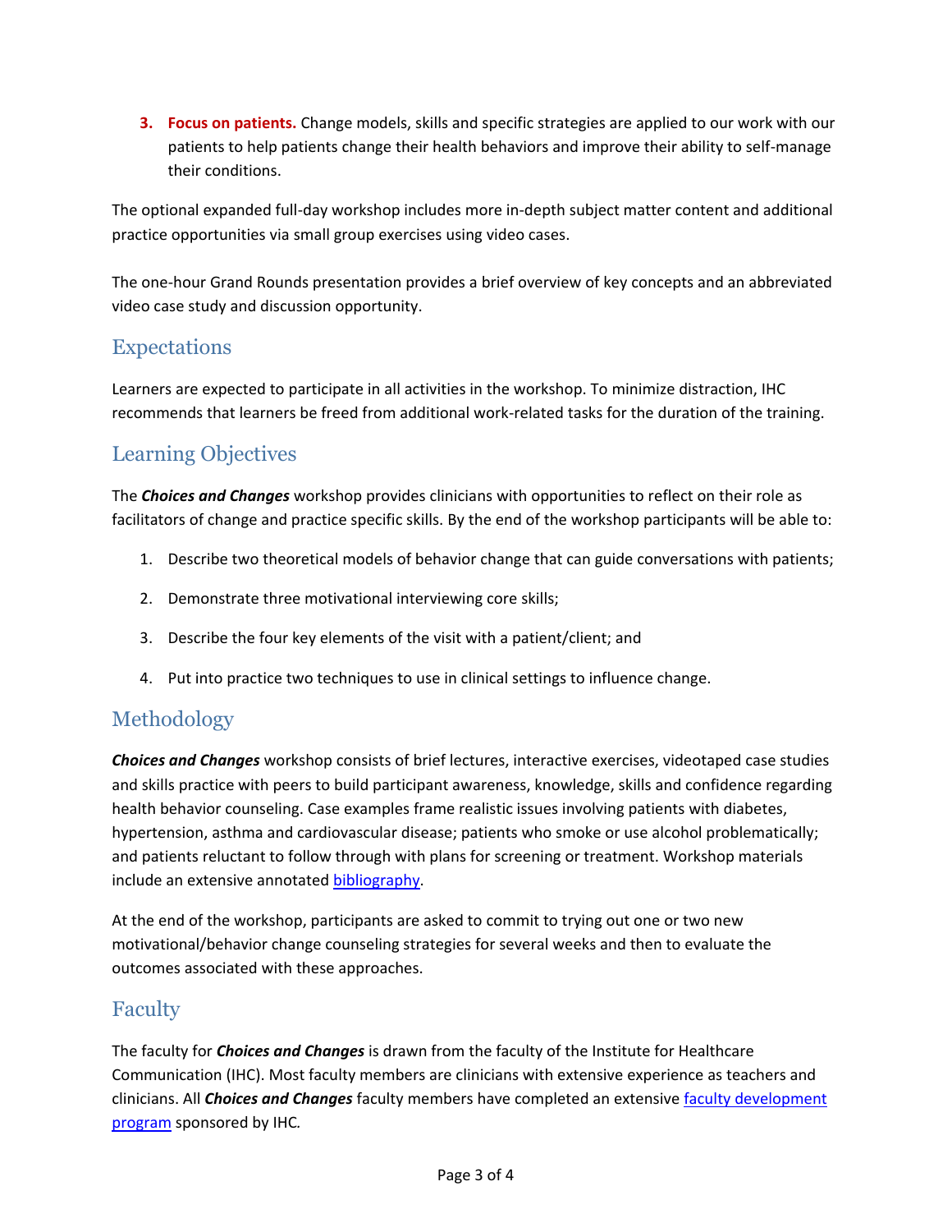3. **Focus on patients.** Change models, skills and specific strategies are applied to our work with our patients to help patients change their health behaviors and improve their ability to self-manage their conditions.

The optional expanded full-day workshop includes more in-depth subject matter content and additional practice opportunities via small group exercises using video cases.

The one-hour Grand Rounds presentation provides a brief overview of key concepts and an abbreviated video case study and discussion opportunity.

## Expectations

Learners are expected to participate in all activities in the workshop. To minimize distraction, IHC recommends that learners be freed from additional work-related tasks for the duration of the training.

## Learning Objectives

The ***Choices and Changes*** workshop provides clinicians with opportunities to reflect on their role as facilitators of change and practice specific skills. By the end of the workshop participants will be able to:

1. Describe two theoretical models of behavior change that can guide conversations with patients;
2. Demonstrate three motivational interviewing core skills;
3. Describe the four key elements of the visit with a patient/client; and
4. Put into practice two techniques to use in clinical settings to influence change.

## Methodology

***Choices and Changes*** workshop consists of brief lectures, interactive exercises, videotaped case studies and skills practice with peers to build participant awareness, knowledge, skills and confidence regarding health behavior counseling. Case examples frame realistic issues involving patients with diabetes, hypertension, asthma and cardiovascular disease; patients who smoke or use alcohol problematically; and patients reluctant to follow through with plans for screening or treatment. Workshop materials include an extensive annotated bibliography.

At the end of the workshop, participants are asked to commit to trying out one or two new motivational/behavior change counseling strategies for several weeks and then to evaluate the outcomes associated with these approaches.

## Faculty

The faculty for ***Choices and Changes*** is drawn from the faculty of the Institute for Healthcare Communication (IHC). Most faculty members are clinicians with extensive experience as teachers and clinicians. All ***Choices and Changes*** faculty members have completed an extensive faculty development program sponsored by IHC.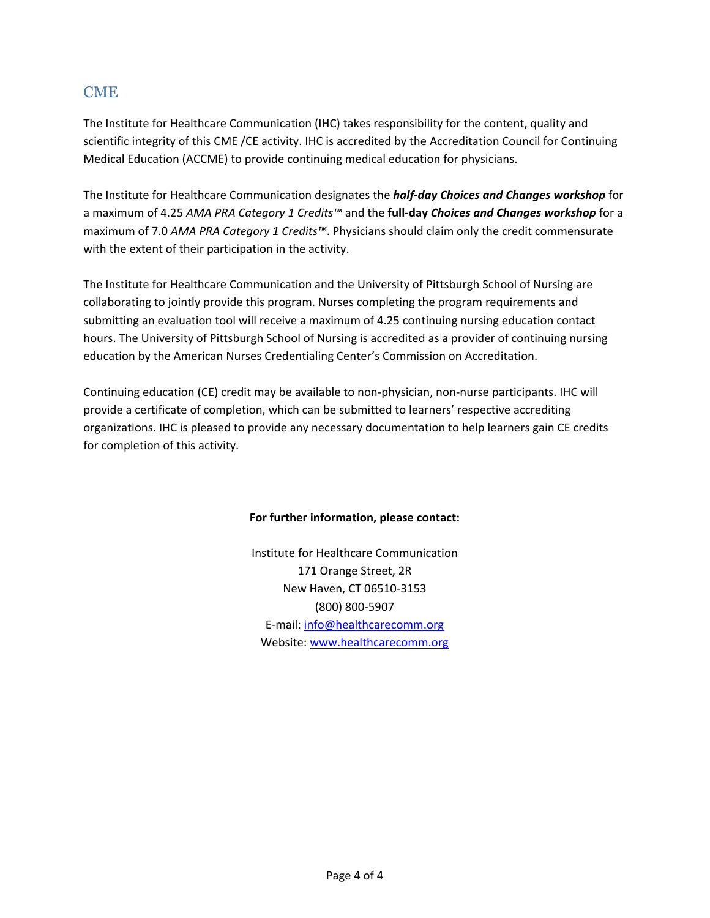## CME

The Institute for Healthcare Communication (IHC) takes responsibility for the content, quality and scientific integrity of this CME /CE activity. IHC is accredited by the Accreditation Council for Continuing Medical Education (ACCME) to provide continuing medical education for physicians.

The Institute for Healthcare Communication designates the ***half-day Choices and Changes workshop*** for a maximum of 4.25 *AMA PRA Category 1 Credits™* and the **full-day *Choices and Changes workshop*** for a maximum of 7.0 *AMA PRA Category 1 Credits™*. Physicians should claim only the credit commensurate with the extent of their participation in the activity.

The Institute for Healthcare Communication and the University of Pittsburgh School of Nursing are collaborating to jointly provide this program. Nurses completing the program requirements and submitting an evaluation tool will receive a maximum of 4.25 continuing nursing education contact hours. The University of Pittsburgh School of Nursing is accredited as a provider of continuing nursing education by the American Nurses Credentialing Center's Commission on Accreditation.

Continuing education (CE) credit may be available to non-physician, non-nurse participants. IHC will provide a certificate of completion, which can be submitted to learners' respective accrediting organizations. IHC is pleased to provide any necessary documentation to help learners gain CE credits for completion of this activity.

**For further information, please contact:**

Institute for Healthcare Communication
171 Orange Street, 2R
New Haven, CT 06510-3153
(800) 800-5907
E-mail: info@healthcarecomm.org
Website: www.healthcarecomm.org